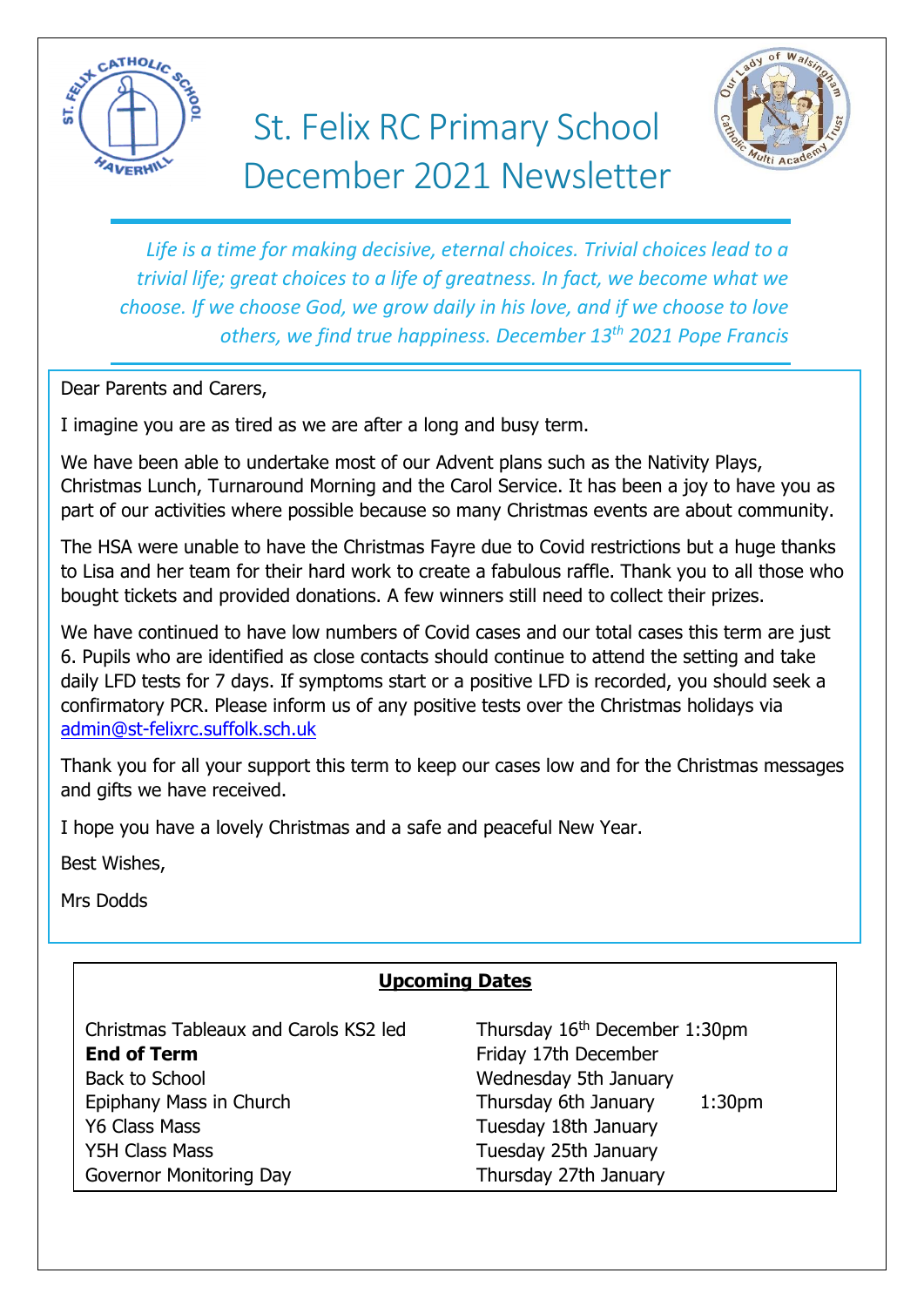# St. Felix RC Primary School December 2021 Newsletter

*Life is a time for making decisive, eternal choices. Trivial choices lead to a trivial life; great choices to a life of greatness. In fact, we become what we choose. If we choose God, we grow daily in his love, and if we choose to love others, we find true happiness. December 13th 2021 Pope Francis*

Dear Parents and Carers,

I imagine you are as tired as we are after a long and busy term.

We have been able to undertake most of our Advent plans such as the Nativity Plays, Christmas Lunch, Turnaround Morning and the Carol Service. It has been a joy to have you as part of our activities where possible because so many Christmas events are about community.

The HSA were unable to have the Christmas Fayre due to Covid restrictions but a huge thanks to Lisa and her team for their hard work to create a fabulous raffle. Thank you to all those who bought tickets and provided donations. A few winners still need to collect their prizes.

We have continued to have low numbers of Covid cases and our total cases this term are just 6. Pupils who are identified as close contacts should continue to attend the setting and take daily LFD tests for 7 days. If symptoms start or a positive LFD is recorded, you should seek a confirmatory PCR. Please inform us of any positive tests over the Christmas holidays via admin@st-felixrc.suffolk.sch.uk

Thank you for all your support this term to keep our cases low and for the Christmas messages and gifts we have received.

I hope you have a lovely Christmas and a safe and peaceful New Year.

Best Wishes,

Mrs Dodds

## Upcoming Dates

| Event | Date |
| --- | --- |
| Christmas Tableaux and Carols KS2 led | Thursday 16th December 1:30pm |
| **End of Term** | Friday 17th December |
| Back to School | Wednesday 5th January |
| Epiphany Mass in Church | Thursday 6th January 1:30pm |
| Y6 Class Mass | Tuesday 18th January |
| Y5H Class Mass | Tuesday 25th January |
| Governor Monitoring Day | Thursday 27th January |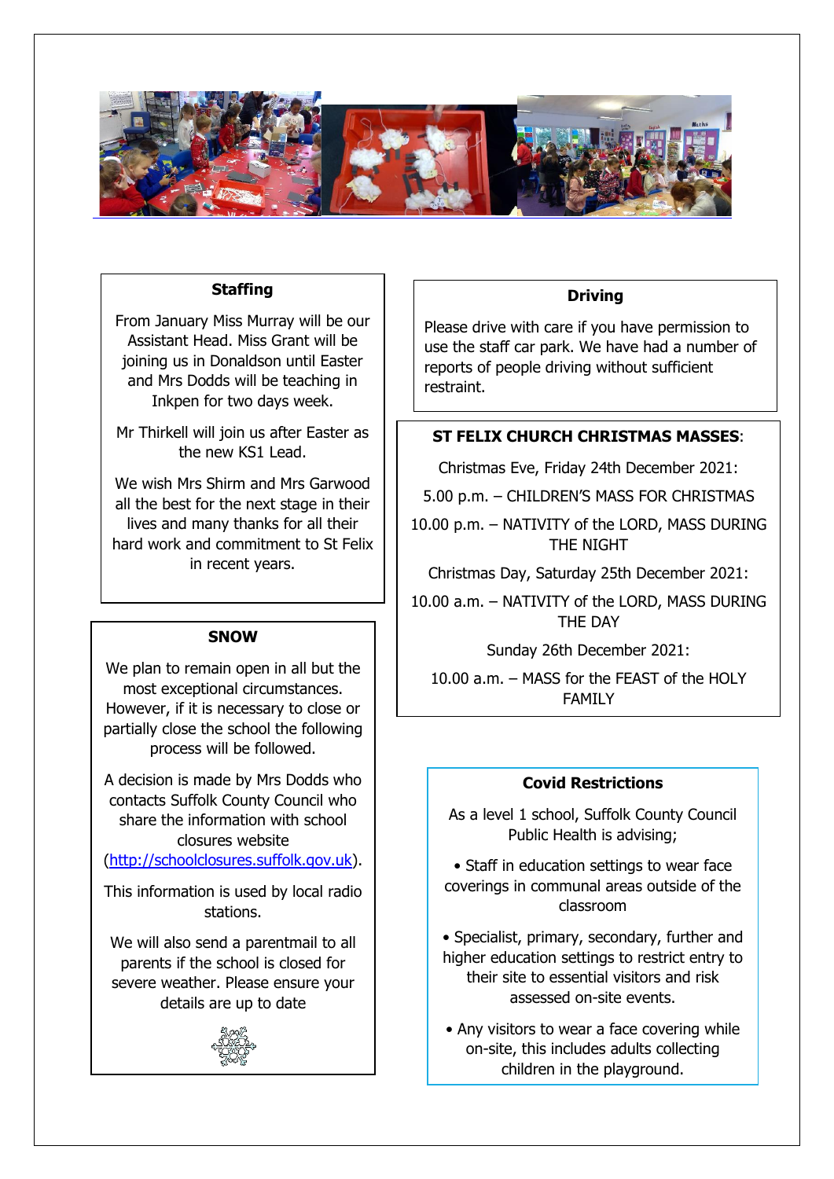### Staffing

From January Miss Murray will be our Assistant Head. Miss Grant will be joining us in Donaldson until Easter and Mrs Dodds will be teaching in Inkpen for two days week.

Mr Thirkell will join us after Easter as the new KS1 Lead.

We wish Mrs Shirm and Mrs Garwood all the best for the next stage in their lives and many thanks for all their hard work and commitment to St Felix in recent years.

### SNOW

We plan to remain open in all but the most exceptional circumstances. However, if it is necessary to close or partially close the school the following process will be followed.

A decision is made by Mrs Dodds who contacts Suffolk County Council who share the information with school closures website (http://schoolclosures.suffolk.gov.uk).

This information is used by local radio stations.

We will also send a parentmail to all parents if the school is closed for severe weather. Please ensure your details are up to date

### Driving

Please drive with care if you have permission to use the staff car park. We have had a number of reports of people driving without sufficient restraint.

### ST FELIX CHURCH CHRISTMAS MASSES:

Christmas Eve, Friday 24th December 2021:

5.00 p.m. – CHILDREN'S MASS FOR CHRISTMAS

10.00 p.m. – NATIVITY of the LORD, MASS DURING THE NIGHT

Christmas Day, Saturday 25th December 2021:

10.00 a.m. – NATIVITY of the LORD, MASS DURING THE DAY

Sunday 26th December 2021:

10.00 a.m. – MASS for the FEAST of the HOLY FAMILY

### Covid Restrictions

As a level 1 school, Suffolk County Council Public Health is advising;

• Staff in education settings to wear face coverings in communal areas outside of the classroom

• Specialist, primary, secondary, further and higher education settings to restrict entry to their site to essential visitors and risk assessed on-site events.

• Any visitors to wear a face covering while on-site, this includes adults collecting children in the playground.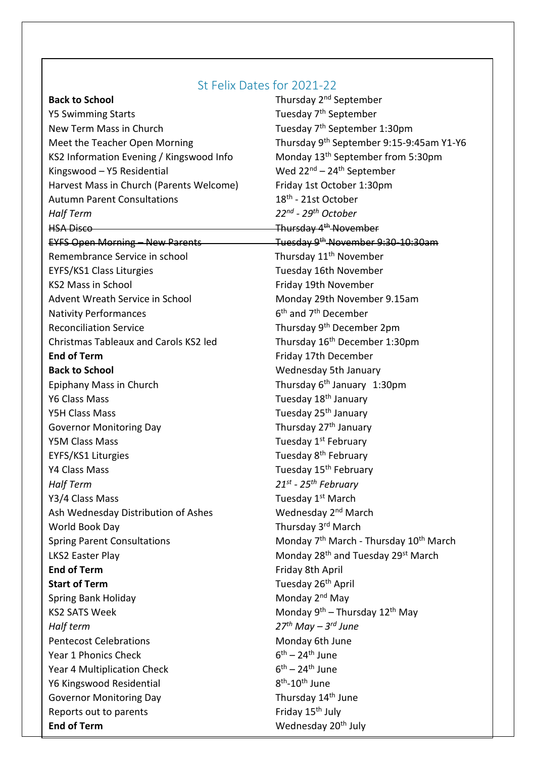# St Felix Dates for 2021-22

| Event | Date |
| --- | --- |
| **Back to School** | Thursday 2nd September |
| Y5 Swimming Starts | Tuesday 7th September |
| New Term Mass in Church | Tuesday 7th September 1:30pm |
| Meet the Teacher Open Morning | Thursday 9th September 9:15-9:45am Y1-Y6 |
| KS2 Information Evening / Kingswood Info | Monday 13th September from 5:30pm |
| Kingswood – Y5 Residential | Wed 22nd – 24th September |
| Harvest Mass in Church (Parents Welcome) | Friday 1st October 1:30pm |
| Autumn Parent Consultations | 18th - 21st October |
| *Half Term* | *22nd - 29th October* |
| ~~HSA Disco~~ | ~~Thursday 4th November~~ |
| ~~EYFS Open Morning – New Parents~~ | ~~Tuesday 9th November 9:30-10:30am~~ |
| Remembrance Service in school | Thursday 11th November |
| EYFS/KS1 Class Liturgies | Tuesday 16th November |
| KS2 Mass in School | Friday 19th November |
| Advent Wreath Service in School | Monday 29th November 9.15am |
| Nativity Performances | 6th and 7th December |
| Reconciliation Service | Thursday 9th December 2pm |
| Christmas Tableaux and Carols KS2 led | Thursday 16th December 1:30pm |
| **End of Term** | Friday 17th December |
| **Back to School** | Wednesday 5th January |
| Epiphany Mass in Church | Thursday 6th January 1:30pm |
| Y6 Class Mass | Tuesday 18th January |
| Y5H Class Mass | Tuesday 25th January |
| Governor Monitoring Day | Thursday 27th January |
| Y5M Class Mass | Tuesday 1st February |
| EYFS/KS1 Liturgies | Tuesday 8th February |
| Y4 Class Mass | Tuesday 15th February |
| *Half Term* | *21st - 25th February* |
| Y3/4 Class Mass | Tuesday 1st March |
| Ash Wednesday Distribution of Ashes | Wednesday 2nd March |
| World Book Day | Thursday 3rd March |
| Spring Parent Consultations | Monday 7th March - Thursday 10th March |
| LKS2 Easter Play | Monday 28th and Tuesday 29st March |
| **End of Term** | Friday 8th April |
| **Start of Term** | Tuesday 26th April |
| Spring Bank Holiday | Monday 2nd May |
| KS2 SATS Week | Monday 9th – Thursday 12th May |
| *Half term* | *27th May – 3rd June* |
| Pentecost Celebrations | Monday 6th June |
| Year 1 Phonics Check | 6th – 24th June |
| Year 4 Multiplication Check | 6th – 24th June |
| Y6 Kingswood Residential | 8th-10th June |
| Governor Monitoring Day | Thursday 14th June |
| Reports out to parents | Friday 15th July |
| **End of Term** | Wednesday 20th July |